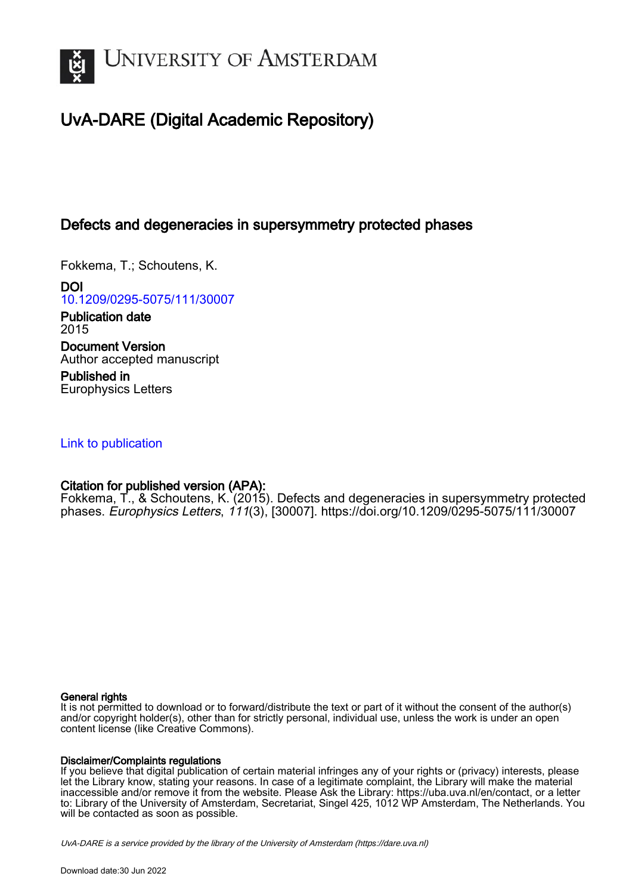# University of Amsterdam

## UvA-DARE (Digital Academic Repository)

### Defects and degeneracies in supersymmetry protected phases

Fokkema, T.; Schoutens, K.

**DOI**
10.1209/0295-5075/111/30007

**Publication date**
2015

**Document Version**
Author accepted manuscript

**Published in**
Europhysics Letters

Link to publication

**Citation for published version (APA):**
Fokkema, T., & Schoutens, K. (2015). Defects and degeneracies in supersymmetry protected phases. *Europhysics Letters*, *111*(3), [30007]. https://doi.org/10.1209/0295-5075/111/30007

**General rights**
It is not permitted to download or to forward/distribute the text or part of it without the consent of the author(s) and/or copyright holder(s), other than for strictly personal, individual use, unless the work is under an open content license (like Creative Commons).

**Disclaimer/Complaints regulations**
If you believe that digital publication of certain material infringes any of your rights or (privacy) interests, please let the Library know, stating your reasons. In case of a legitimate complaint, the Library will make the material inaccessible and/or remove it from the website. Please Ask the Library: https://uba.uva.nl/en/contact, or a letter to: Library of the University of Amsterdam, Secretariat, Singel 425, 1012 WP Amsterdam, The Netherlands. You will be contacted as soon as possible.

*UvA-DARE is a service provided by the library of the University of Amsterdam (https://dare.uva.nl)*

Download date:30 Jun 2022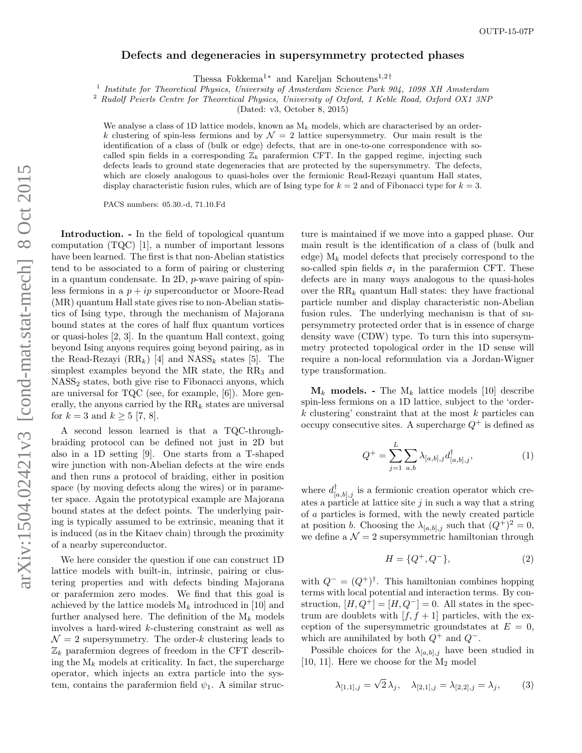# Defects and degeneracies in supersymmetry protected phases

Thessa Fokkema[1*] and Kareljan Schoutens[1,2†]

[1] *Institute for Theoretical Physics, University of Amsterdam Science Park 904, 1098 XH Amsterdam*
[2] *Rudolf Peierls Centre for Theoretical Physics, University of Oxford, 1 Keble Road, Oxford OX1 3NP*
(Dated: v3, October 8, 2015)

We analyse a class of 1D lattice models, known as $M_k$ models, which are characterised by an order-$k$ clustering of spin-less fermions and by $\mathcal{N} = 2$ lattice supersymmetry. Our main result is the identification of a class of (bulk or edge) defects, that are in one-to-one correspondence with so-called spin fields in a corresponding $\mathbb{Z}_k$ parafermion CFT. In the gapped regime, injecting such defects leads to ground state degeneracies that are protected by the supersymmetry. The defects, which are closely analogous to quasi-holes over the fermionic Read-Rezayi quantum Hall states, display characteristic fusion rules, which are of Ising type for $k = 2$ and of Fibonacci type for $k = 3$.

PACS numbers: 05.30.-d, 71.10.Fd

**Introduction. -** In the field of topological quantum computation (TQC) [1], a number of important lessons have been learned. The first is that non-Abelian statistics tend to be associated to a form of pairing or clustering in a quantum condensate. In 2D, $p$-wave pairing of spin-less fermions in a $p + ip$ superconductor or Moore-Read (MR) quantum Hall state gives rise to non-Abelian statistics of Ising type, through the mechanism of Majorana bound states at the cores of half flux quantum vortices or quasi-holes [2, 3]. In the quantum Hall context, going beyond Ising anyons requires going beyond pairing, as in the Read-Rezayi ($RR_k$) [4] and $NASS_k$ states [5]. The simplest examples beyond the MR state, the $RR_3$ and $NASS_2$ states, both give rise to Fibonacci anyons, which are universal for TQC (see, for example, [6]). More generally, the anyons carried by the $RR_k$ states are universal for $k = 3$ and $k \geq 5$ [7, 8].

A second lesson learned is that a TQC-through-braiding protocol can be defined not just in 2D but also in a 1D setting [9]. One starts from a T-shaped wire junction with non-Abelian defects at the wire ends and then runs a protocol of braiding, either in position space (by moving defects along the wires) or in parameter space. Again the prototypical example are Majorana bound states at the defect points. The underlying pairing is typically assumed to be extrinsic, meaning that it is induced (as in the Kitaev chain) through the proximity of a nearby superconductor.

We here consider the question if one can construct 1D lattice models with built-in, intrinsic, pairing or clustering properties and with defects binding Majorana or parafermion zero modes. We find that this goal is achieved by the lattice models $M_k$ introduced in [10] and further analysed here. The definition of the $M_k$ models involves a hard-wired $k$-clustering constraint as well as $\mathcal{N} = 2$ supersymmetry. The order-$k$ clustering leads to $\mathbb{Z}_k$ parafermion degrees of freedom in the CFT describing the $M_k$ models at criticality. In fact, the supercharge operator, which injects an extra particle into the system, contains the parafermion field $\psi_1$. A similar structure is maintained if we move into a gapped phase. Our main result is the identification of a class of (bulk and edge) $M_k$ model defects that precisely correspond to the so-called spin fields $\sigma_i$ in the parafermion CFT. These defects are in many ways analogous to the quasi-holes over the $RR_k$ quantum Hall states: they have fractional particle number and display characteristic non-Abelian fusion rules. The underlying mechanism is that of supersymmetry protected order that is in essence of charge density wave (CDW) type. To turn this into supersymmetry protected topological order in the 1D sense will require a non-local reformulation via a Jordan-Wigner type transformation.

**$M_k$ models. -** The $M_k$ lattice models [10] describe spin-less fermions on a 1D lattice, subject to the 'order-$k$ clustering' constraint that at the most $k$ particles can occupy consecutive sites. A supercharge $Q^+$ is defined as

$$Q^+ = \sum_{j=1}^{L} \sum_{a,b} \lambda_{[a,b],j} d^\dagger_{[a,b],j}, \tag{1}$$

where $d^\dagger_{[a,b],j}$ is a fermionic creation operator which creates a particle at lattice site $j$ in such a way that a string of $a$ particles is formed, with the newly created particle at position $b$. Choosing the $\lambda_{[a,b],j}$ such that $(Q^+)^2 = 0$, we define a $\mathcal{N} = 2$ supersymmetric hamiltonian through

$$H = \{Q^+, Q^-\}, \tag{2}$$

with $Q^- = (Q^+)^\dagger$. This hamiltonian combines hopping terms with local potential and interaction terms. By construction, $[H, Q^+] = [H, Q^-] = 0$. All states in the spectrum are doublets with $[f, f + 1]$ particles, with the exception of the supersymmetric groundstates at $E = 0$, which are annihilated by both $Q^+$ and $Q^-$.

Possible choices for the $\lambda_{[a,b],j}$ have been studied in [10, 11]. Here we choose for the $M_2$ model

$$\lambda_{[1,1],j} = \sqrt{2}\, \lambda_j, \quad \lambda_{[2,1],j} = \lambda_{[2,2],j} = \lambda_j, \tag{3}$$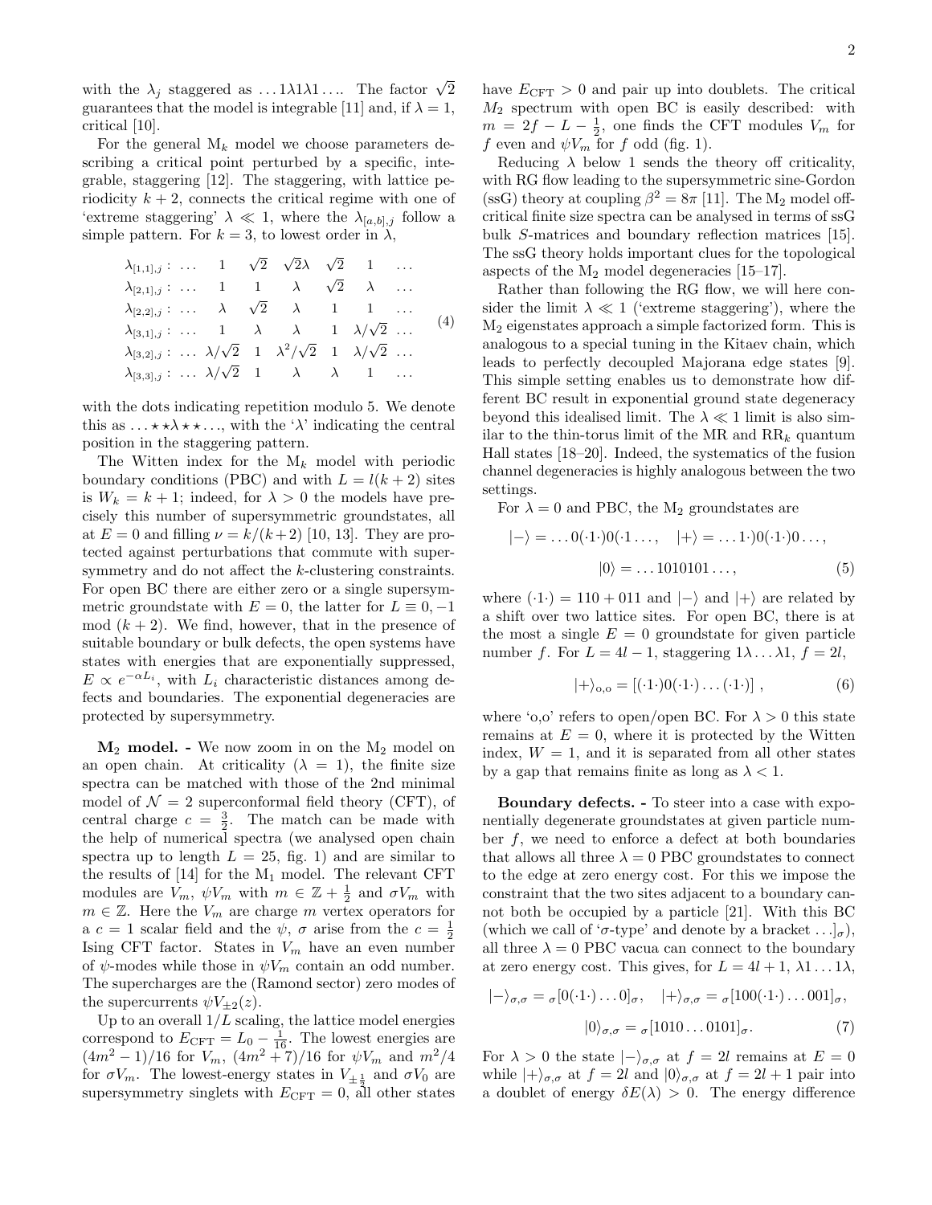with the $\lambda_j$ staggered as $\ldots 1\lambda 1\lambda 1\ldots$. The factor $\sqrt{2}$ guarantees that the model is integrable [11] and, if $\lambda = 1$, critical [10].

For the general $M_k$ model we choose parameters describing a critical point perturbed by a specific, integrable, staggering [12]. The staggering, with lattice periodicity $k+2$, connects the critical regime with one of 'extreme staggering' $\lambda \ll 1$, where the $\lambda_{[a,b],j}$ follow a simple pattern. For $k=3$, to lowest order in $\lambda$,

$$
\begin{array}{lcccccccc}
\lambda_{[1,1],j}: & \ldots & 1 & \sqrt{2} & \sqrt{2}\lambda & \sqrt{2} & 1 & \ldots \\
\lambda_{[2,1],j}: & \ldots & 1 & 1 & \lambda & \sqrt{2} & \lambda & \ldots \\
\lambda_{[2,2],j}: & \ldots & \lambda & \sqrt{2} & \lambda & 1 & 1 & \ldots \\
\lambda_{[3,1],j}: & \ldots & 1 & \lambda & \lambda & 1 & \lambda/\sqrt{2} & \ldots \\
\lambda_{[3,2],j}: & \ldots & \lambda/\sqrt{2} & 1 & \lambda^2/\sqrt{2} & 1 & \lambda/\sqrt{2} & \ldots \\
\lambda_{[3,3],j}: & \ldots & \lambda/\sqrt{2} & 1 & \lambda & \lambda & 1 & \ldots
\end{array}
\tag{4}
$$

with the dots indicating repetition modulo 5. We denote this as $\ldots \star\star\lambda\star\star \ldots$, with the '$\lambda$' indicating the central position in the staggering pattern.

The Witten index for the $M_k$ model with periodic boundary conditions (PBC) and with $L = l(k+2)$ sites is $W_k = k+1$; indeed, for $\lambda > 0$ the models have precisely this number of supersymmetric groundstates, all at $E=0$ and filling $\nu = k/(k+2)$ [10, 13]. They are protected against perturbations that commute with supersymmetry and do not affect the $k$-clustering constraints. For open BC there are either zero or a single supersymmetric groundstate with $E=0$, the latter for $L \equiv 0, -1 \mod (k+2)$. We find, however, that in the presence of suitable boundary or bulk defects, the open systems have states with energies that are exponentially suppressed, $E \propto e^{-\alpha L_i}$, with $L_i$ characteristic distances among defects and boundaries. The exponential degeneracies are protected by supersymmetry.

**$M_2$ model. -** We now zoom in on the $M_2$ model on an open chain. At criticality ($\lambda = 1$), the finite size spectra can be matched with those of the 2nd minimal model of $\mathcal{N}=2$ superconformal field theory (CFT), of central charge $c = \frac{3}{2}$. The match can be made with the help of numerical spectra (we analysed open chain spectra up to length $L = 25$, fig. 1) and are similar to the results of [14] for the $M_1$ model. The relevant CFT modules are $V_m$, $\psi V_m$ with $m \in \mathbb{Z} + \frac{1}{2}$ and $\sigma V_m$ with $m \in \mathbb{Z}$. Here the $V_m$ are charge $m$ vertex operators for a $c=1$ scalar field and the $\psi$, $\sigma$ arise from the $c = \frac{1}{2}$ Ising CFT factor. States in $V_m$ have an even number of $\psi$-modes while those in $\psi V_m$ contain an odd number. The supercharges are the (Ramond sector) zero modes of the supercurrents $\psi V_{\pm 2}(z)$.

Up to an overall $1/L$ scaling, the lattice model energies correspond to $E_{\rm CFT} = L_0 - \frac{1}{16}$. The lowest energies are $(4m^2-1)/16$ for $V_m$, $(4m^2+7)/16$ for $\psi V_m$ and $m^2/4$ for $\sigma V_m$. The lowest-energy states in $V_{\pm\frac{1}{2}}$ and $\sigma V_0$ are supersymmetry singlets with $E_{\rm CFT} = 0$, all other states have $E_{\rm CFT} > 0$ and pair up into doublets. The critical $M_2$ spectrum with open BC is easily described: with $m = 2f - L - \frac{1}{2}$, one finds the CFT modules $V_m$ for $f$ even and $\psi V_m$ for $f$ odd (fig. 1).

Reducing $\lambda$ below 1 sends the theory off criticality, with RG flow leading to the supersymmetric sine-Gordon (ssG) theory at coupling $\beta^2 = 8\pi$ [11]. The $M_2$ model off-critical finite size spectra can be analysed in terms of ssG bulk $S$-matrices and boundary reflection matrices [15]. The ssG theory holds important clues for the topological aspects of the $M_2$ model degeneracies [15–17].

Rather than following the RG flow, we will here consider the limit $\lambda \ll 1$ ('extreme staggering'), where the $M_2$ eigenstates approach a simple factorized form. This is analogous to a special tuning in the Kitaev chain, which leads to perfectly decoupled Majorana edge states [9]. This simple setting enables us to demonstrate how different BC result in exponential ground state degeneracy beyond this idealised limit. The $\lambda \ll 1$ limit is also similar to the thin-torus limit of the MR and RR$_k$ quantum Hall states [18–20]. Indeed, the systematics of the fusion channel degeneracies is highly analogous between the two settings.

For $\lambda = 0$ and PBC, the $M_2$ groundstates are

$$
|-\rangle = \ldots 0(\cdot 1 \cdot)0(\cdot 1 \ldots, \quad |+\rangle = \ldots 1\cdot)0(\cdot 1\cdot)0\ldots,
$$
$$
|0\rangle = \ldots 1010101\ldots, \tag{5}
$$

where $(\cdot 1 \cdot) = 110 + 011$ and $|-\rangle$ and $|+\rangle$ are related by a shift over two lattice sites. For open BC, there is at the most a single $E=0$ groundstate for given particle number $f$. For $L = 4l-1$, staggering $1\lambda \ldots \lambda 1$, $f = 2l$,

$$
|+\rangle_{\rm o,o} = [(\cdot 1 \cdot)0(\cdot 1 \cdot)\ldots(\cdot 1 \cdot)]\,, \tag{6}
$$

where 'o,o' refers to open/open BC. For $\lambda > 0$ this state remains at $E = 0$, where it is protected by the Witten index, $W = 1$, and it is separated from all other states by a gap that remains finite as long as $\lambda < 1$.

**Boundary defects. -** To steer into a case with exponentially degenerate groundstates at given particle number $f$, we need to enforce a defect at both boundaries that allows all three $\lambda = 0$ PBC groundstates to connect to the edge at zero energy cost. For this we impose the constraint that the two sites adjacent to a boundary cannot both be occupied by a particle [21]. With this BC (which we call of '$\sigma$-type' and denote by a bracket $\ldots]_\sigma$), all three $\lambda = 0$ PBC vacua can connect to the boundary at zero energy cost. This gives, for $L = 4l+1$, $\lambda 1 \ldots 1 \lambda$,

$$
|-\rangle_{\sigma,\sigma} = {}_\sigma[0(\cdot 1 \cdot)\ldots 0]_\sigma, \quad |+\rangle_{\sigma,\sigma} = {}_\sigma[100(\cdot 1 \cdot)\ldots 001]_\sigma,
$$
$$
|0\rangle_{\sigma,\sigma} = {}_\sigma[1010\ldots 0101]_\sigma. \tag{7}
$$

For $\lambda > 0$ the state $|-\rangle_{\sigma,\sigma}$ at $f = 2l$ remains at $E = 0$ while $|+\rangle_{\sigma,\sigma}$ at $f = 2l$ and $|0\rangle_{\sigma,\sigma}$ at $f = 2l+1$ pair into a doublet of energy $\delta E(\lambda) > 0$. The energy difference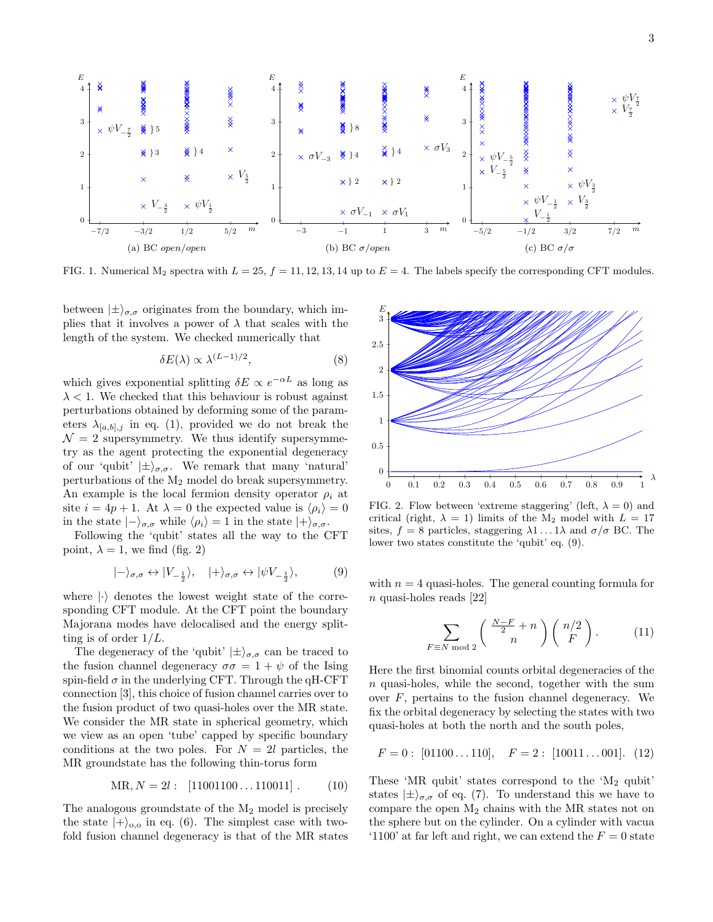FIG. 1. Numerical $M_2$ spectra with $L = 25$, $f = 11, 12, 13, 14$ up to $E = 4$. The labels specify the corresponding CFT modules.

between $|\pm\rangle_{\sigma,\sigma}$ originates from the boundary, which implies that it involves a power of $\lambda$ that scales with the length of the system. We checked numerically that

$$\delta E(\lambda) \propto \lambda^{(L-1)/2}, \tag{8}$$

which gives exponential splitting $\delta E \propto e^{-\alpha L}$ as long as $\lambda < 1$. We checked that this behaviour is robust against perturbations obtained by deforming some of the parameters $\lambda_{[a,b],j}$ in eq. (1), provided we do not break the $\mathcal{N} = 2$ supersymmetry. We thus identify supersymmetry as the agent protecting the exponential degeneracy of our 'qubit' $|\pm\rangle_{\sigma,\sigma}$. We remark that many 'natural' perturbations of the $M_2$ model do break supersymmetry. An example is the local fermion density operator $\rho_i$ at site $i = 4p + 1$. At $\lambda = 0$ the expected value is $\langle \rho_i \rangle = 0$ in the state $|-\rangle_{\sigma,\sigma}$ while $\langle \rho_i \rangle = 1$ in the state $|+\rangle_{\sigma,\sigma}$.

Following the 'qubit' states all the way to the CFT point, $\lambda = 1$, we find (fig. 2)

$$|-\rangle_{\sigma,\sigma} \leftrightarrow |V_{-\frac{1}{2}}\rangle, \quad |+\rangle_{\sigma,\sigma} \leftrightarrow |\psi V_{-\frac{1}{2}}\rangle, \tag{9}$$

where $|\cdot\rangle$ denotes the lowest weight state of the corresponding CFT module. At the CFT point the boundary Majorana modes have delocalised and the energy splitting is of order $1/L$.

The degeneracy of the 'qubit' $|\pm\rangle_{\sigma,\sigma}$ can be traced to the fusion channel degeneracy $\sigma\sigma = 1 + \psi$ of the Ising spin-field $\sigma$ in the underlying CFT. Through the qH-CFT connection [3], this choice of fusion channel carries over to the fusion product of two quasi-holes over the MR state. We consider the MR state in spherical geometry, which we view as an open 'tube' capped by specific boundary conditions at the two poles. For $N = 2l$ particles, the MR groundstate has the following thin-torus form

$$\text{MR}, N = 2l: \quad [11001100\ldots110011]\,. \tag{10}$$

The analogous groundstate of the $M_2$ model is precisely the state $|+\rangle_{o,o}$ in eq. (6). The simplest case with two-fold fusion channel degeneracy is that of the MR states

FIG. 2. Flow between 'extreme staggering' (left, $\lambda = 0$) and critical (right, $\lambda = 1$) limits of the $M_2$ model with $L = 17$ sites, $f = 8$ particles, staggering $\lambda 1 \ldots 1 \lambda$ and $\sigma/\sigma$ BC. The lower two states constitute the 'qubit' eq. (9).

with $n = 4$ quasi-holes. The general counting formula for $n$ quasi-holes reads [22]

$$\sum_{F \equiv N \bmod 2} \binom{\frac{N-F}{2} + n}{n} \binom{n/2}{F}. \tag{11}$$

Here the first binomial counts orbital degeneracies of the $n$ quasi-holes, while the second, together with the sum over $F$, pertains to the fusion channel degeneracy. We fix the orbital degeneracy by selecting the states with two quasi-holes at both the north and the south poles,

$$F = 0: \; [01100\ldots110], \quad F = 2: \; [10011\ldots001]. \tag{12}$$

These 'MR qubit' states correspond to the '$M_2$ qubit' states $|\pm\rangle_{\sigma,\sigma}$ of eq. (7). To understand this we have to compare the open $M_2$ chains with the MR states not on the sphere but on the cylinder. On a cylinder with vacua '1100' at far left and right, we can extend the $F = 0$ state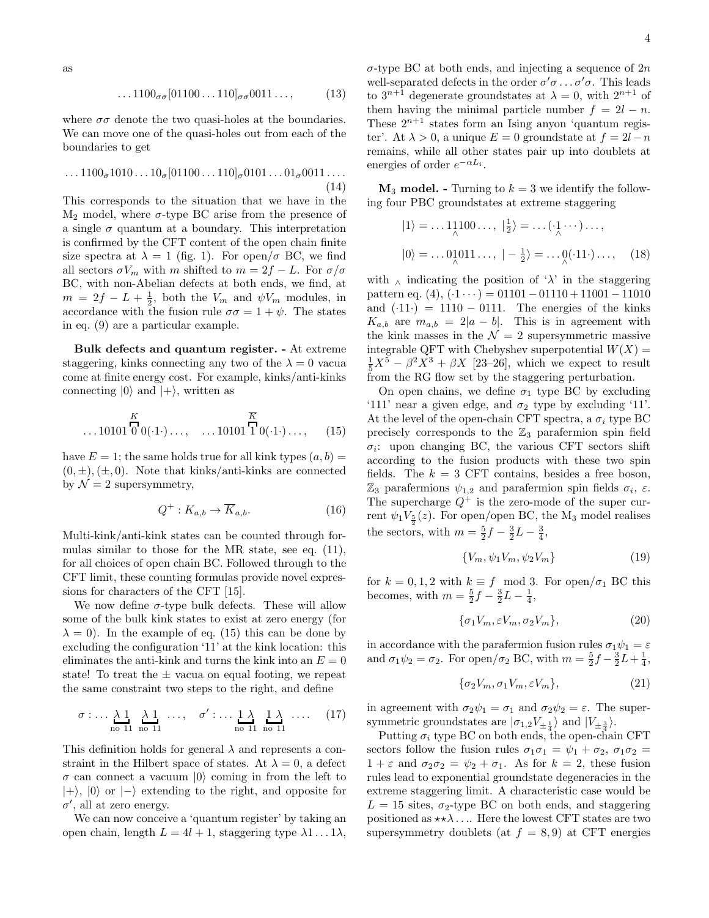as

$$\ldots 1100_{\sigma\sigma}[01100\ldots 110]_{\sigma\sigma}0011\ldots, \tag{13}$$

where $\sigma\sigma$ denote the two quasi-holes at the boundaries. We can move one of the quasi-holes out from each of the boundaries to get

$$\ldots 1100_{\sigma}1010\ldots 10_{\sigma}[01100\ldots 110]_{\sigma}0101\ldots 01_{\sigma}0011\ldots. \tag{14}$$

This corresponds to the situation that we have in the $\mathrm{M}_2$ model, where $\sigma$-type BC arise from the presence of a single $\sigma$ quantum at a boundary. This interpretation is confirmed by the CFT content of the open chain finite size spectra at $\lambda = 1$ (fig. 1). For open/$\sigma$ BC, we find all sectors $\sigma V_m$ with $m$ shifted to $m = 2f - L$. For $\sigma/\sigma$ BC, with non-Abelian defects at both ends, we find, at $m = 2f - L + \frac{1}{2}$, both the $V_m$ and $\psi V_m$ modules, in accordance with the fusion rule $\sigma\sigma = 1 + \psi$. The states in eq. (9) are a particular example.

**Bulk defects and quantum register. -** At extreme staggering, kinks connecting any two of the $\lambda = 0$ vacua come at finite energy cost. For example, kinks/anti-kinks connecting $|0\rangle$ and $|+\rangle$, written as

$$\ldots 10101\overset{K}{0}\,0(\cdot 1\cdot)\ldots, \quad \ldots 10101\overset{\overline{K}}{1}\,0(\cdot 1\cdot)\ldots, \tag{15}$$

have $E = 1$; the same holds true for all kink types $(a, b) = (0, \pm), (\pm, 0)$. Note that kinks/anti-kinks are connected by $\mathcal{N} = 2$ supersymmetry,

$$Q^+ : K_{a,b} \to \overline{K}_{a,b}. \tag{16}$$

Multi-kink/anti-kink states can be counted through formulas similar to those for the MR state, see eq. (11), for all choices of open chain BC. Followed through to the CFT limit, these counting formulas provide novel expressions for characters of the CFT [15].

We now define $\sigma$-type bulk defects. These will allow some of the bulk kink states to exist at zero energy (for $\lambda = 0$). In the example of eq. (15) this can be done by excluding the configuration '11' at the kink location: this eliminates the anti-kink and turns the kink into an $E = 0$ state! To treat the $\pm$ vacua on equal footing, we repeat the same constraint two steps to the right, and define

$$\sigma : \ldots \underbrace{\lambda\, 1}_{\text{no 11}}\;\underbrace{\lambda\, 1}_{\text{no 11}}\;\ldots, \quad \sigma' : \ldots \underbrace{1\, \lambda}_{\text{no 11}}\;\underbrace{1\, \lambda}_{\text{no 11}}\;\ldots. \tag{17}$$

This definition holds for general $\lambda$ and represents a constraint in the Hilbert space of states. At $\lambda = 0$, a defect $\sigma$ can connect a vacuum $|0\rangle$ coming in from the left to $|+\rangle$, $|0\rangle$ or $|-\rangle$ extending to the right, and opposite for $\sigma'$, all at zero energy.

We can now conceive a 'quantum register' by taking an open chain, length $L = 4l + 1$, staggering type $\lambda 1 \ldots 1\lambda$, $\sigma$-type BC at both ends, and injecting a sequence of $2n$ well-separated defects in the order $\sigma'\sigma \ldots \sigma'\sigma$. This leads to $3^{n+1}$ degenerate groundstates at $\lambda = 0$, with $2^{n+1}$ of them having the minimal particle number $f = 2l - n$. These $2^{n+1}$ states form an Ising anyon 'quantum register'. At $\lambda > 0$, a unique $E = 0$ groundstate at $f = 2l - n$ remains, while all other states pair up into doublets at energies of order $e^{-\alpha L_i}$.

**$\mathrm{M}_3$ model. -** Turning to $k = 3$ we identify the following four PBC groundstates at extreme staggering

$$|1\rangle = \ldots 1\underset{\wedge}{1}100\ldots,\ |\tfrac{1}{2}\rangle = \ldots(\cdot\underset{\wedge}{1}\cdots)\ldots,$$
$$|0\rangle = \ldots 0\underset{\wedge}{1}011\ldots,\ |-\tfrac{1}{2}\rangle = \ldots\underset{\wedge}{0}(\cdot 11\cdot)\ldots, \tag{18}$$

with $\wedge$ indicating the position of '$\lambda$' in the staggering pattern eq. (4), $(\cdot 1\cdots) = 01101 - 01110 + 11001 - 11010$ and $(\cdot 11\cdot) = 1110 - 0111$. The energies of the kinks $K_{a,b}$ are $m_{a,b} = 2|a - b|$. This is in agreement with the kink masses in the $\mathcal{N} = 2$ supersymmetric massive integrable QFT with Chebyshev superpotential $W(X) = \frac{1}{5}X^5 - \beta^2 X^3 + \beta X$ [23–26], which we expect to result from the RG flow set by the staggering perturbation.

On open chains, we define $\sigma_1$ type BC by excluding '111' near a given edge, and $\sigma_2$ type by excluding '11'. At the level of the open-chain CFT spectra, a $\sigma_i$ type BC precisely corresponds to the $\mathbb{Z}_3$ parafermion spin field $\sigma_i$: upon changing BC, the various CFT sectors shift according to the fusion products with these two spin fields. The $k = 3$ CFT contains, besides a free boson, $\mathbb{Z}_3$ parafermions $\psi_{1,2}$ and parafermion spin fields $\sigma_i$, $\varepsilon$. The supercharge $Q^+$ is the zero-mode of the super current $\psi_1 V_{\frac{5}{2}}(z)$. For open/open BC, the $\mathrm{M}_3$ model realises the sectors, with $m = \frac{5}{2}f - \frac{3}{2}L - \frac{3}{4}$,

$$\{V_m, \psi_1 V_m, \psi_2 V_m\} \tag{19}$$

for $k = 0, 1, 2$ with $k \equiv f \mod 3$. For open/$\sigma_1$ BC this becomes, with $m = \frac{5}{2}f - \frac{3}{2}L - \frac{1}{4}$,

$$\{\sigma_1 V_m, \varepsilon V_m, \sigma_2 V_m\}, \tag{20}$$

in accordance with the parafermion fusion rules $\sigma_1\psi_1 = \varepsilon$ and $\sigma_1\psi_2 = \sigma_2$. For open/$\sigma_2$ BC, with $m = \frac{5}{2}f - \frac{3}{2}L + \frac{1}{4}$,

$$\{\sigma_2 V_m, \sigma_1 V_m, \varepsilon V_m\}, \tag{21}$$

in agreement with $\sigma_2\psi_1 = \sigma_1$ and $\sigma_2\psi_2 = \varepsilon$. The supersymmetric groundstates are $|\sigma_{1,2} V_{\pm\frac{1}{4}}\rangle$ and $|V_{\pm\frac{3}{4}}\rangle$.

Putting $\sigma_i$ type BC on both ends, the open-chain CFT sectors follow the fusion rules $\sigma_1\sigma_1 = \psi_1 + \sigma_2$, $\sigma_1\sigma_2 = 1 + \varepsilon$ and $\sigma_2\sigma_2 = \psi_2 + \sigma_1$. As for $k = 2$, these fusion rules lead to exponential groundstate degeneracies in the extreme staggering limit. A characteristic case would be $L = 15$ sites, $\sigma_2$-type BC on both ends, and staggering positioned as $\star\star\lambda\ldots$. Here the lowest CFT states are two supersymmetry doublets (at $f = 8, 9$) at CFT energies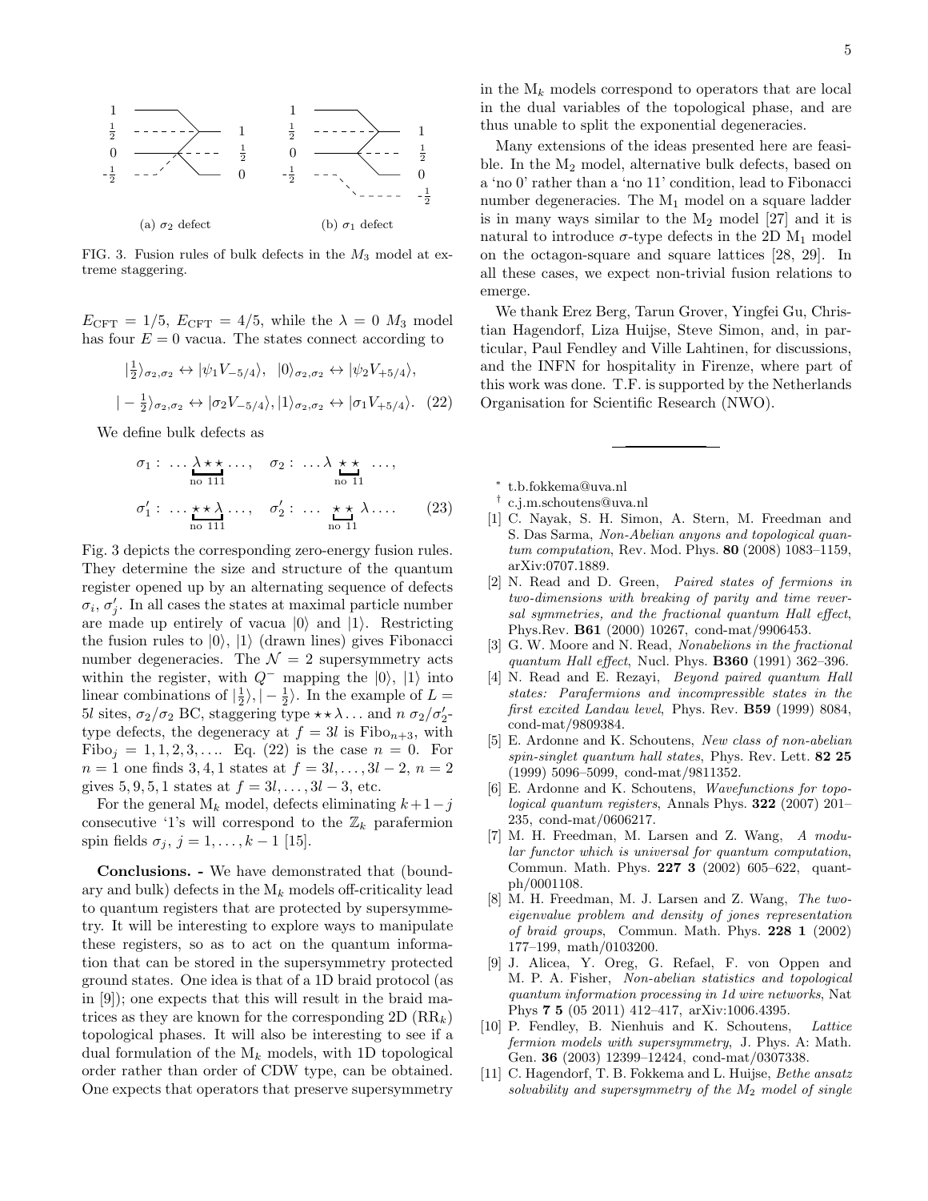FIG. 3. Fusion rules of bulk defects in the $M_3$ model at extreme staggering.

$E_{\text{CFT}} = 1/5$, $E_{\text{CFT}} = 4/5$, while the $\lambda = 0$ $M_3$ model has four $E = 0$ vacua. The states connect according to

$$|\tfrac{1}{2}\rangle_{\sigma_2,\sigma_2} \leftrightarrow |\psi_1 V_{-5/4}\rangle, \;\; |0\rangle_{\sigma_2,\sigma_2} \leftrightarrow |\psi_2 V_{+5/4}\rangle,$$

$$|-\tfrac{1}{2}\rangle_{\sigma_2,\sigma_2} \leftrightarrow |\sigma_2 V_{-5/4}\rangle, |1\rangle_{\sigma_2,\sigma_2} \leftrightarrow |\sigma_1 V_{+5/4}\rangle. \quad (22)$$

We define bulk defects as

$$\sigma_1 : \; \ldots \underbrace{\lambda \star \star}_{\text{no } 111} \ldots, \quad \sigma_2 : \; \ldots \lambda \underbrace{\star \star}_{\text{no } 11} \; \ldots,$$

$$\sigma_1' : \; \ldots \underbrace{\star \star \lambda}_{\text{no } 111} \ldots, \quad \sigma_2' : \; \ldots \; \underbrace{\star \star}_{\text{no } 11} \lambda \ldots. \quad (23)$$

Fig. 3 depicts the corresponding zero-energy fusion rules. They determine the size and structure of the quantum register opened up by an alternating sequence of defects $\sigma_i$, $\sigma_j'$. In all cases the states at maximal particle number are made up entirely of vacua $|0\rangle$ and $|1\rangle$. Restricting the fusion rules to $|0\rangle$, $|1\rangle$ (drawn lines) gives Fibonacci number degeneracies. The $\mathcal{N} = 2$ supersymmetry acts within the register, with $Q^-$ mapping the $|0\rangle$, $|1\rangle$ into linear combinations of $|\frac{1}{2}\rangle, |-\frac{1}{2}\rangle$. In the example of $L = 5l$ sites, $\sigma_2/\sigma_2$ BC, staggering type $\star\star\lambda\ldots$ and $n$ $\sigma_2/\sigma_2'$-type defects, the degeneracy at $f = 3l$ is $\text{Fibo}_{n+3}$, with $\text{Fibo}_j = 1, 1, 2, 3, \ldots$. Eq. (22) is the case $n = 0$. For $n = 1$ one finds $3, 4, 1$ states at $f = 3l, \ldots, 3l - 2$, $n = 2$ gives $5, 9, 5, 1$ states at $f = 3l, \ldots, 3l - 3$, etc.

For the general $\text{M}_k$ model, defects eliminating $k+1-j$ consecutive '1's will correspond to the $\mathbb{Z}_k$ parafermion spin fields $\sigma_j$, $j = 1, \ldots, k-1$ [15].

**Conclusions. -** We have demonstrated that (boundary and bulk) defects in the $\text{M}_k$ models off-criticality lead to quantum registers that are protected by supersymmetry. It will be interesting to explore ways to manipulate these registers, so as to act on the quantum information that can be stored in the supersymmetry protected ground states. One idea is that of a 1D braid protocol (as in [9]); one expects that this will result in the braid matrices as they are known for the corresponding 2D ($\text{RR}_k$) topological phases. It will also be interesting to see if a dual formulation of the $\text{M}_k$ models, with 1D topological order rather than order of CDW type, can be obtained. One expects that operators that preserve supersymmetry in the $\text{M}_k$ models correspond to operators that are local in the dual variables of the topological phase, and are thus unable to split the exponential degeneracies.

Many extensions of the ideas presented here are feasible. In the $\text{M}_2$ model, alternative bulk defects, based on a 'no 0' rather than a 'no 11' condition, lead to Fibonacci number degeneracies. The $\text{M}_1$ model on a square ladder is in many ways similar to the $\text{M}_2$ model [27] and it is natural to introduce $\sigma$-type defects in the 2D $\text{M}_1$ model on the octagon-square and square lattices [28, 29]. In all these cases, we expect non-trivial fusion relations to emerge.

We thank Erez Berg, Tarun Grover, Yingfei Gu, Christian Hagendorf, Liza Huijse, Steve Simon, and, in particular, Paul Fendley and Ville Lahtinen, for discussions, and the INFN for hospitality in Firenze, where part of this work was done. T.F. is supported by the Netherlands Organisation for Scientific Research (NWO).

---

[*] t.b.fokkema@uva.nl

[†] c.j.m.schoutens@uva.nl

[1] C. Nayak, S. H. Simon, A. Stern, M. Freedman and S. Das Sarma, *Non-Abelian anyons and topological quantum computation*, Rev. Mod. Phys. **80** (2008) 1083–1159, arXiv:0707.1889.

[2] N. Read and D. Green, *Paired states of fermions in two-dimensions with breaking of parity and time reversal symmetries, and the fractional quantum Hall effect*, Phys.Rev. **B61** (2000) 10267, cond-mat/9906453.

[3] G. W. Moore and N. Read, *Nonabelions in the fractional quantum Hall effect*, Nucl. Phys. **B360** (1991) 362–396.

[4] N. Read and E. Rezayi, *Beyond paired quantum Hall states: Parafermions and incompressible states in the first excited Landau level*, Phys. Rev. **B59** (1999) 8084, cond-mat/9809384.

[5] E. Ardonne and K. Schoutens, *New class of non-abelian spin-singlet quantum hall states*, Phys. Rev. Lett. **82 25** (1999) 5096–5099, cond-mat/9811352.

[6] E. Ardonne and K. Schoutens, *Wavefunctions for topological quantum registers*, Annals Phys. **322** (2007) 201–235, cond-mat/0606217.

[7] M. H. Freedman, M. Larsen and Z. Wang, *A modular functor which is universal for quantum computation*, Commun. Math. Phys. **227 3** (2002) 605–622, quant-ph/0001108.

[8] M. H. Freedman, M. J. Larsen and Z. Wang, *The two-eigenvalue problem and density of jones representation of braid groups*, Commun. Math. Phys. **228 1** (2002) 177–199, math/0103200.

[9] J. Alicea, Y. Oreg, G. Refael, F. von Oppen and M. P. A. Fisher, *Non-abelian statistics and topological quantum information processing in 1d wire networks*, Nat Phys **7 5** (05 2011) 412–417, arXiv:1006.4395.

[10] P. Fendley, B. Nienhuis and K. Schoutens, *Lattice fermion models with supersymmetry*, J. Phys. A: Math. Gen. **36** (2003) 12399–12424, cond-mat/0307338.

[11] C. Hagendorf, T. B. Fokkema and L. Huijse, *Bethe ansatz solvability and supersymmetry of the $M_2$ model of single*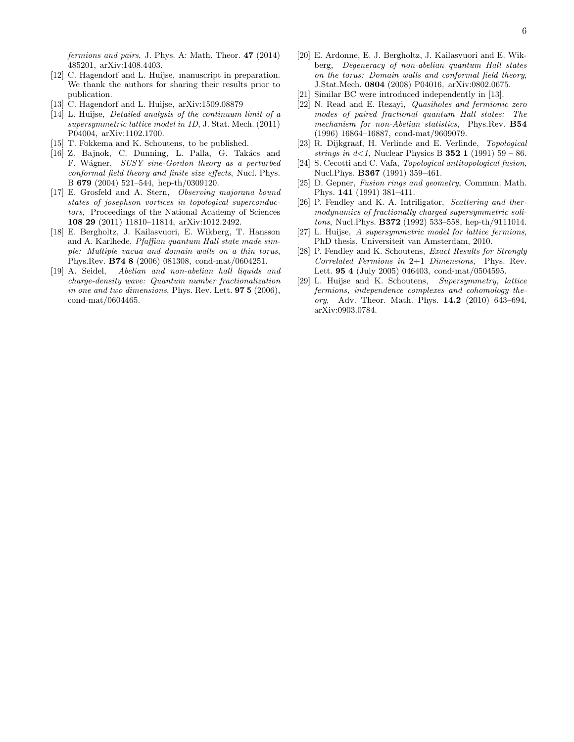*fermions and pairs*, J. Phys. A: Math. Theor. **47** (2014) 485201, arXiv:1408.4403.

[12] C. Hagendorf and L. Huijse, manuscript in preparation. We thank the authors for sharing their results prior to publication.

[13] C. Hagendorf and L. Huijse, arXiv:1509.08879

[14] L. Huijse, *Detailed analysis of the continuum limit of a supersymmetric lattice model in 1D*, J. Stat. Mech. (2011) P04004, arXiv:1102.1700.

[15] T. Fokkema and K. Schoutens, to be published.

[16] Z. Bajnok, C. Dunning, L. Palla, G. Takács and F. Wágner, *SUSY sine-Gordon theory as a perturbed conformal field theory and finite size effects*, Nucl. Phys. B **679** (2004) 521–544, hep-th/0309120.

[17] E. Grosfeld and A. Stern, *Observing majorana bound states of josephson vortices in topological superconductors*, Proceedings of the National Academy of Sciences **108 29** (2011) 11810–11814, arXiv:1012.2492.

[18] E. Bergholtz, J. Kailasvuori, E. Wikberg, T. Hansson and A. Karlhede, *Pfaffian quantum Hall state made simple: Multiple vacua and domain walls on a thin torus*, Phys.Rev. **B74 8** (2006) 081308, cond-mat/0604251.

[19] A. Seidel, *Abelian and non-abelian hall liquids and charge-density wave: Quantum number fractionalization in one and two dimensions*, Phys. Rev. Lett. **97 5** (2006), cond-mat/0604465.

[20] E. Ardonne, E. J. Bergholtz, J. Kailasvuori and E. Wikberg, *Degeneracy of non-abelian quantum Hall states on the torus: Domain walls and conformal field theory*, J.Stat.Mech. **0804** (2008) P04016, arXiv:0802.0675.

[21] Similar BC were introduced independently in [13].

[22] N. Read and E. Rezayi, *Quasiholes and fermionic zero modes of paired fractional quantum Hall states: The mechanism for non-Abelian statistics*, Phys.Rev. **B54** (1996) 16864–16887, cond-mat/9609079.

[23] R. Dijkgraaf, H. Verlinde and E. Verlinde, *Topological strings in d<1*, Nuclear Physics B **352 1** (1991) 59 – 86.

[24] S. Cecotti and C. Vafa, *Topological antitopological fusion*, Nucl.Phys. **B367** (1991) 359–461.

[25] D. Gepner, *Fusion rings and geometry*, Commun. Math. Phys. **141** (1991) 381–411.

[26] P. Fendley and K. A. Intriligator, *Scattering and thermodynamics of fractionally charged supersymmetric solitons*, Nucl.Phys. **B372** (1992) 533–558, hep-th/9111014.

[27] L. Huijse, *A supersymmetric model for lattice fermions*, PhD thesis, Universiteit van Amsterdam, 2010.

[28] P. Fendley and K. Schoutens, *Exact Results for Strongly Correlated Fermions in 2+1 Dimensions*, Phys. Rev. Lett. **95 4** (July 2005) 046403, cond-mat/0504595.

[29] L. Huijse and K. Schoutens, *Supersymmetry, lattice fermions, independence complexes and cohomology theory*, Adv. Theor. Math. Phys. **14.2** (2010) 643–694, arXiv:0903.0784.